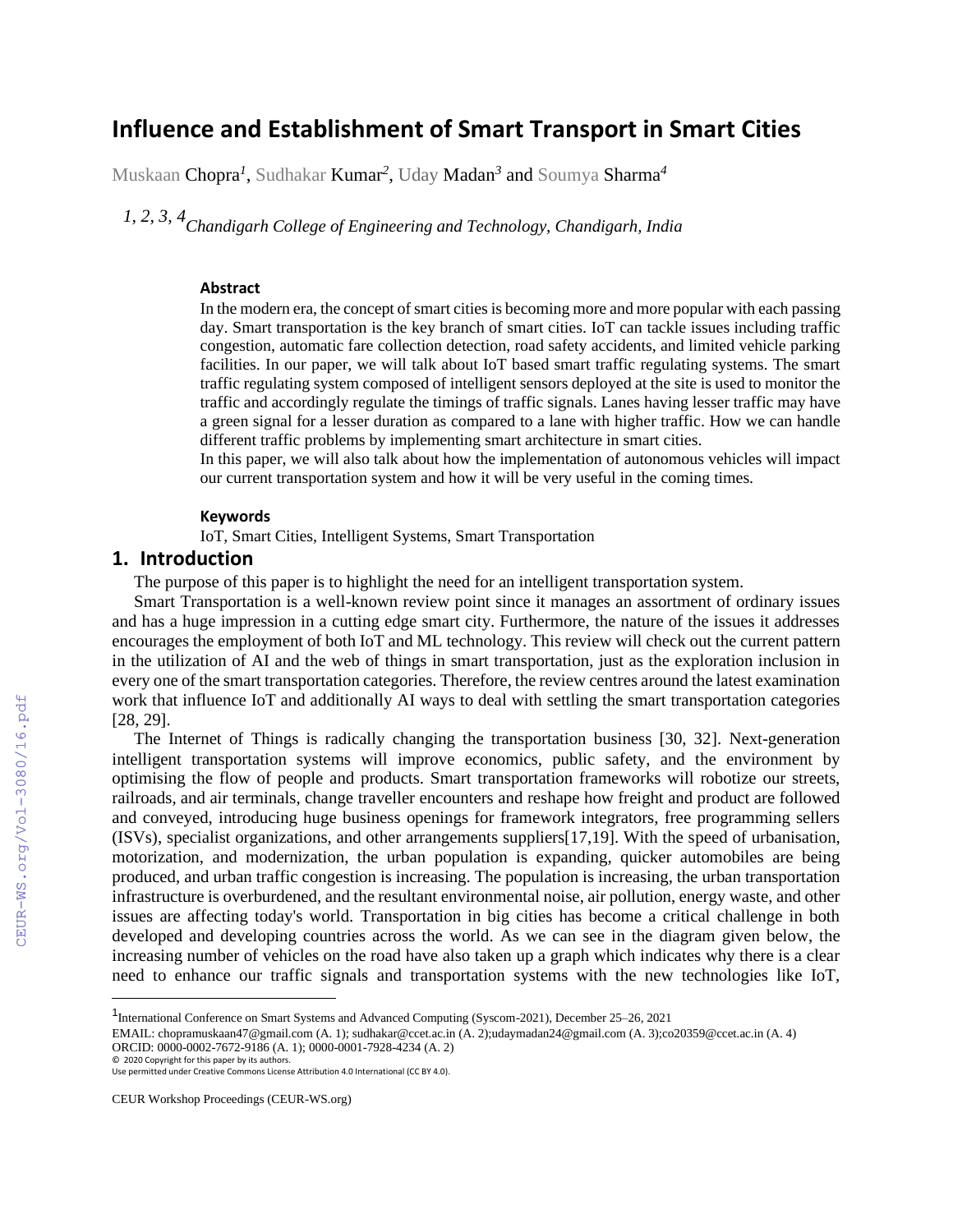# Influence and Establishment of Smart Transport in Smart Cities

Muskaan Chopra[1], Sudhakar Kumar[2], Uday Madan[3] and Soumya Sharma[4]

[1, 2, 3, 4] *Chandigarh College of Engineering and Technology, Chandigarh, India*

### Abstract

In the modern era, the concept of smart cities is becoming more and more popular with each passing day. Smart transportation is the key branch of smart cities. IoT can tackle issues including traffic congestion, automatic fare collection detection, road safety accidents, and limited vehicle parking facilities. In our paper, we will talk about IoT based smart traffic regulating systems. The smart traffic regulating system composed of intelligent sensors deployed at the site is used to monitor the traffic and accordingly regulate the timings of traffic signals. Lanes having lesser traffic may have a green signal for a lesser duration as compared to a lane with higher traffic. How we can handle different traffic problems by implementing smart architecture in smart cities.

In this paper, we will also talk about how the implementation of autonomous vehicles will impact our current transportation system and how it will be very useful in the coming times.

### Keywords

IoT, Smart Cities, Intelligent Systems, Smart Transportation

## 1. Introduction

The purpose of this paper is to highlight the need for an intelligent transportation system.

Smart Transportation is a well-known review point since it manages an assortment of ordinary issues and has a huge impression in a cutting edge smart city. Furthermore, the nature of the issues it addresses encourages the employment of both IoT and ML technology. This review will check out the current pattern in the utilization of AI and the web of things in smart transportation, just as the exploration inclusion in every one of the smart transportation categories. Therefore, the review centres around the latest examination work that influence IoT and additionally AI ways to deal with settling the smart transportation categories [28, 29].

The Internet of Things is radically changing the transportation business [30, 32]. Next-generation intelligent transportation systems will improve economics, public safety, and the environment by optimising the flow of people and products. Smart transportation frameworks will robotize our streets, railroads, and air terminals, change traveller encounters and reshape how freight and product are followed and conveyed, introducing huge business openings for framework integrators, free programming sellers (ISVs), specialist organizations, and other arrangements suppliers[17,19]. With the speed of urbanisation, motorization, and modernization, the urban population is expanding, quicker automobiles are being produced, and urban traffic congestion is increasing. The population is increasing, the urban transportation infrastructure is overburdened, and the resultant environmental noise, air pollution, energy waste, and other issues are affecting today's world. Transportation in big cities has become a critical challenge in both developed and developing countries across the world. As we can see in the diagram given below, the increasing number of vehicles on the road have also taken up a graph which indicates why there is a clear need to enhance our traffic signals and transportation systems with the new technologies like IoT,

---

[1] International Conference on Smart Systems and Advanced Computing (Syscom-2021), December 25–26, 2021
EMAIL: chopramuskaan47@gmail.com (A. 1); sudhakar@ccet.ac.in (A. 2);udaymadan24@gmail.com (A. 3);co20359@ccet.ac.in (A. 4)
ORCID: 0000-0002-7672-9186 (A. 1); 0000-0001-7928-4234 (A. 2)
© 2020 Copyright for this paper by its authors.
Use permitted under Creative Commons License Attribution 4.0 International (CC BY 4.0).

CEUR Workshop Proceedings (CEUR-WS.org)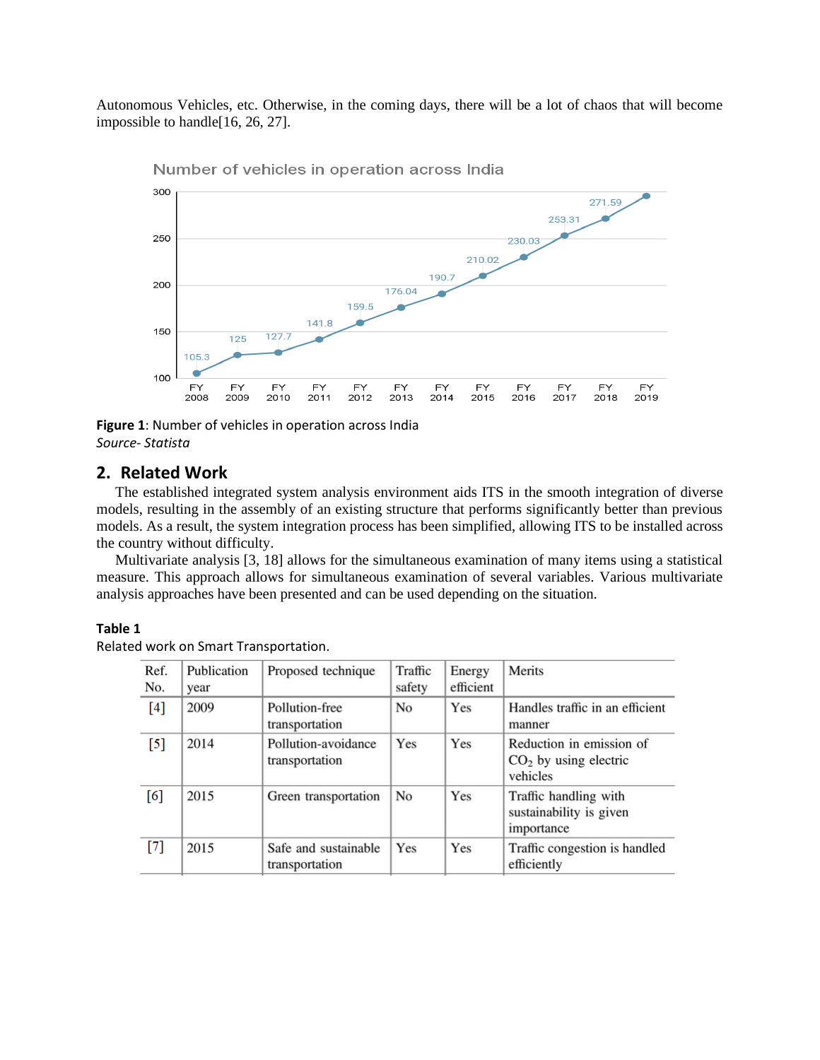Autonomous Vehicles, etc. Otherwise, in the coming days, there will be a lot of chaos that will become impossible to handle[16, 26, 27].

**Figure 1**: Number of vehicles in operation across India
*Source- Statista*

## 2. Related Work

The established integrated system analysis environment aids ITS in the smooth integration of diverse models, resulting in the assembly of an existing structure that performs significantly better than previous models. As a result, the system integration process has been simplified, allowing ITS to be installed across the country without difficulty.

Multivariate analysis [3, 18] allows for the simultaneous examination of many items using a statistical measure. This approach allows for simultaneous examination of several variables. Various multivariate analysis approaches have been presented and can be used depending on the situation.

**Table 1**
Related work on Smart Transportation.

| Ref. No. | Publication year | Proposed technique | Traffic safety | Energy efficient | Merits |
|---|---|---|---|---|---|
| [4] | 2009 | Pollution-free transportation | No | Yes | Handles traffic in an efficient manner |
| [5] | 2014 | Pollution-avoidance transportation | Yes | Yes | Reduction in emission of $CO_2$ by using electric vehicles |
| [6] | 2015 | Green transportation | No | Yes | Traffic handling with sustainability is given importance |
| [7] | 2015 | Safe and sustainable transportation | Yes | Yes | Traffic congestion is handled efficiently |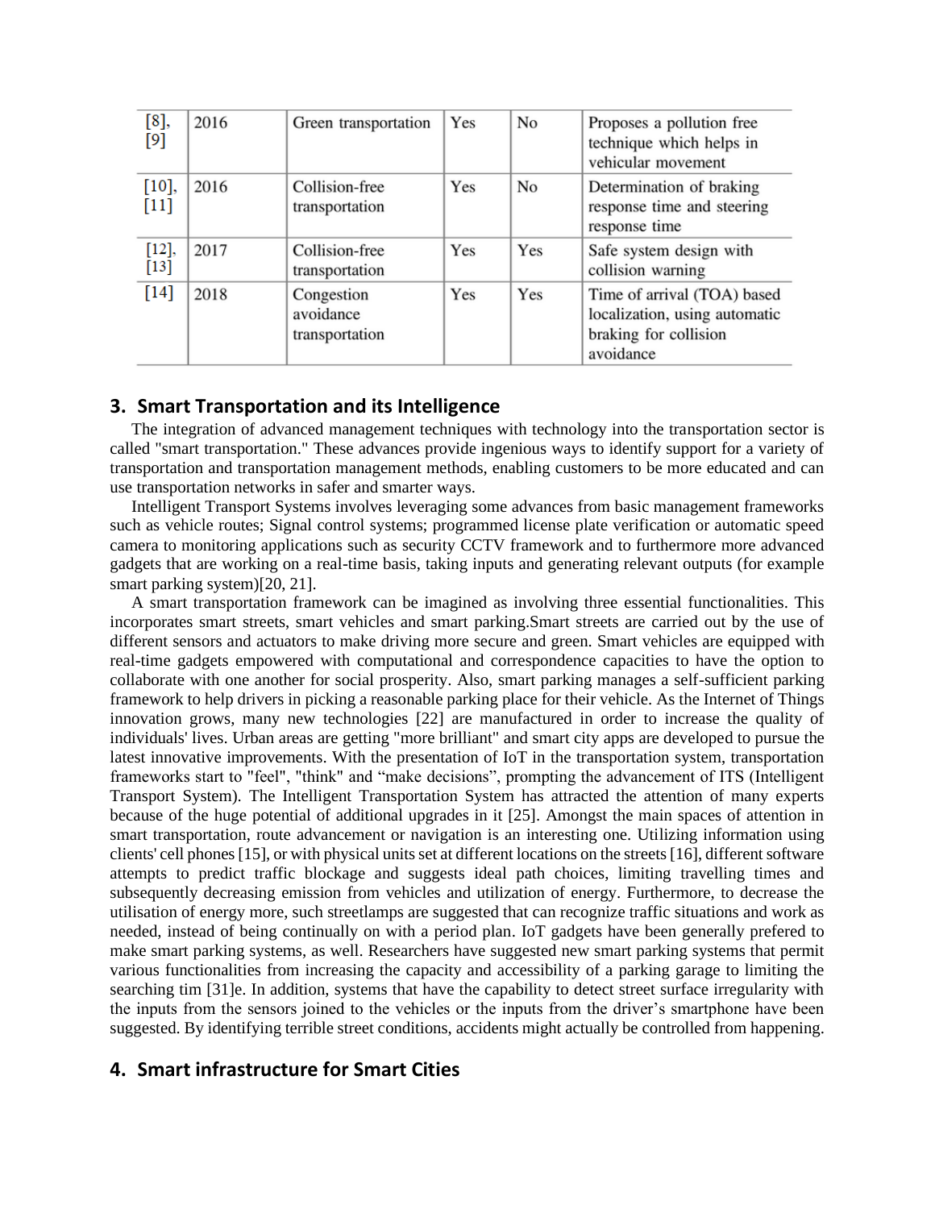| [8], [9] | 2016 | Green transportation | Yes | No | Proposes a pollution free technique which helps in vehicular movement |
|---|---|---|---|---|---|
| [10], [11] | 2016 | Collision-free transportation | Yes | No | Determination of braking response time and steering response time |
| [12], [13] | 2017 | Collision-free transportation | Yes | Yes | Safe system design with collision warning |
| [14] | 2018 | Congestion avoidance transportation | Yes | Yes | Time of arrival (TOA) based localization, using automatic braking for collision avoidance |

## 3. Smart Transportation and its Intelligence

The integration of advanced management techniques with technology into the transportation sector is called "smart transportation." These advances provide ingenious ways to identify support for a variety of transportation and transportation management methods, enabling customers to be more educated and can use transportation networks in safer and smarter ways.

Intelligent Transport Systems involves leveraging some advances from basic management frameworks such as vehicle routes; Signal control systems; programmed license plate verification or automatic speed camera to monitoring applications such as security CCTV framework and to furthermore more advanced gadgets that are working on a real-time basis, taking inputs and generating relevant outputs (for example smart parking system)[20, 21].

A smart transportation framework can be imagined as involving three essential functionalities. This incorporates smart streets, smart vehicles and smart parking.Smart streets are carried out by the use of different sensors and actuators to make driving more secure and green. Smart vehicles are equipped with real-time gadgets empowered with computational and correspondence capacities to have the option to collaborate with one another for social prosperity. Also, smart parking manages a self-sufficient parking framework to help drivers in picking a reasonable parking place for their vehicle. As the Internet of Things innovation grows, many new technologies [22] are manufactured in order to increase the quality of individuals' lives. Urban areas are getting "more brilliant" and smart city apps are developed to pursue the latest innovative improvements. With the presentation of IoT in the transportation system, transportation frameworks start to "feel", "think" and "make decisions", prompting the advancement of ITS (Intelligent Transport System). The Intelligent Transportation System has attracted the attention of many experts because of the huge potential of additional upgrades in it [25]. Amongst the main spaces of attention in smart transportation, route advancement or navigation is an interesting one. Utilizing information using clients' cell phones [15], or with physical units set at different locations on the streets [16], different software attempts to predict traffic blockage and suggests ideal path choices, limiting travelling times and subsequently decreasing emission from vehicles and utilization of energy. Furthermore, to decrease the utilisation of energy more, such streetlamps are suggested that can recognize traffic situations and work as needed, instead of being continually on with a period plan. IoT gadgets have been generally prefered to make smart parking systems, as well. Researchers have suggested new smart parking systems that permit various functionalities from increasing the capacity and accessibility of a parking garage to limiting the searching tim [31]e. In addition, systems that have the capability to detect street surface irregularity with the inputs from the sensors joined to the vehicles or the inputs from the driver's smartphone have been suggested. By identifying terrible street conditions, accidents might actually be controlled from happening.

## 4. Smart infrastructure for Smart Cities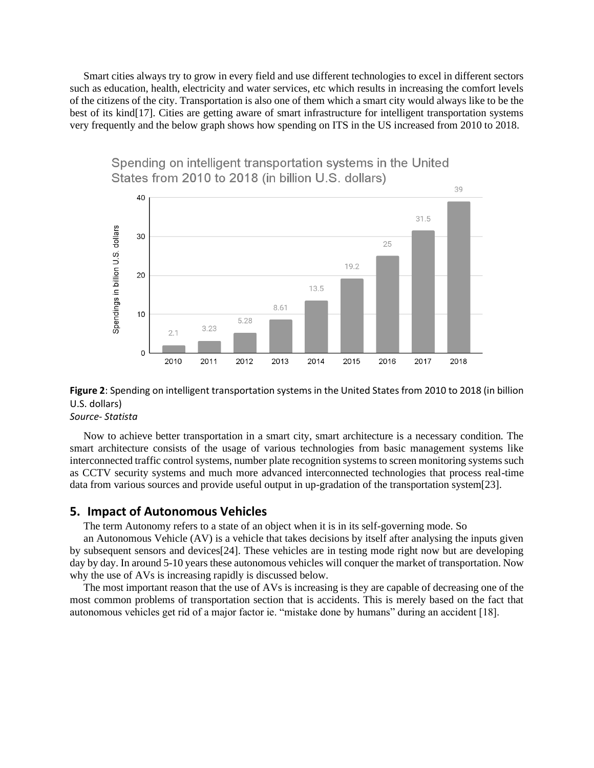Smart cities always try to grow in every field and use different technologies to excel in different sectors such as education, health, electricity and water services, etc which results in increasing the comfort levels of the citizens of the city. Transportation is also one of them which a smart city would always like to be the best of its kind[17]. Cities are getting aware of smart infrastructure for intelligent transportation systems very frequently and the below graph shows how spending on ITS in the US increased from 2010 to 2018.

**Figure 2**: Spending on intelligent transportation systems in the United States from 2010 to 2018 (in billion U.S. dollars)
*Source- Statista*

Now to achieve better transportation in a smart city, smart architecture is a necessary condition. The smart architecture consists of the usage of various technologies from basic management systems like interconnected traffic control systems, number plate recognition systems to screen monitoring systems such as CCTV security systems and much more advanced interconnected technologies that process real-time data from various sources and provide useful output in up-gradation of the transportation system[23].

## 5. Impact of Autonomous Vehicles

The term Autonomy refers to a state of an object when it is in its self-governing mode. So an Autonomous Vehicle (AV) is a vehicle that takes decisions by itself after analysing the inputs given by subsequent sensors and devices[24]. These vehicles are in testing mode right now but are developing day by day. In around 5-10 years these autonomous vehicles will conquer the market of transportation. Now why the use of AVs is increasing rapidly is discussed below.

The most important reason that the use of AVs is increasing is they are capable of decreasing one of the most common problems of transportation section that is accidents. This is merely based on the fact that autonomous vehicles get rid of a major factor ie. "mistake done by humans" during an accident [18].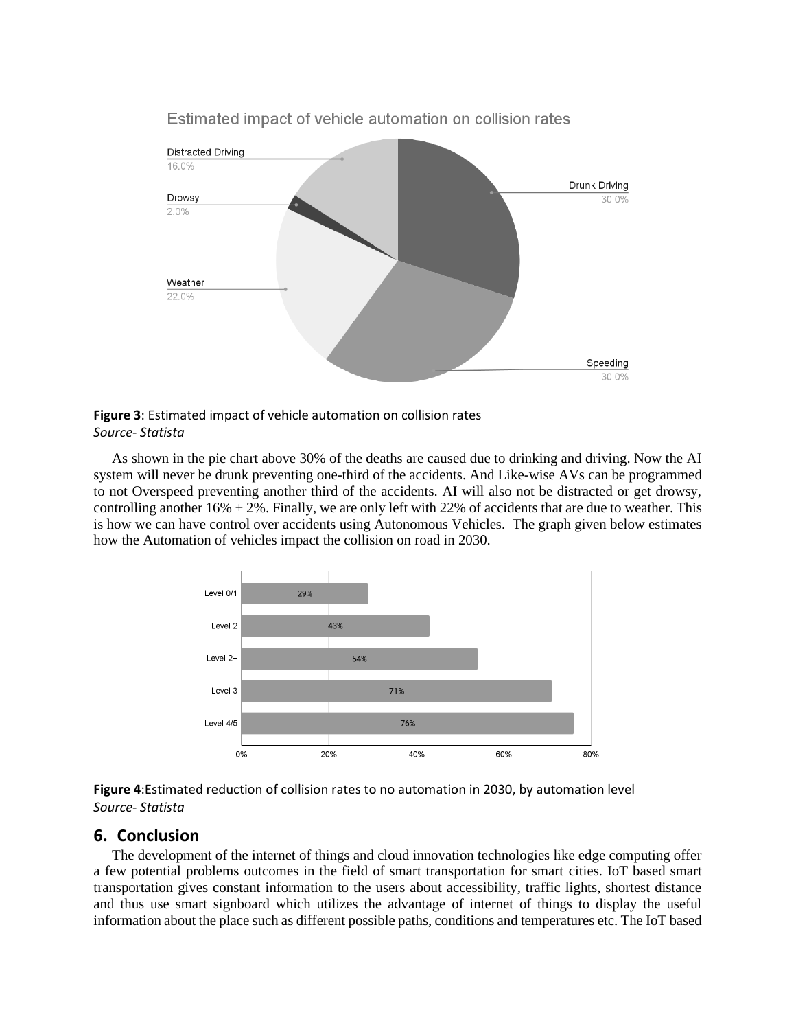**Figure 3**: Estimated impact of vehicle automation on collision rates
*Source- Statista*

As shown in the pie chart above 30% of the deaths are caused due to drinking and driving. Now the AI system will never be drunk preventing one-third of the accidents. And Like-wise AVs can be programmed to not Overspeed preventing another third of the accidents. AI will also not be distracted or get drowsy, controlling another 16% + 2%. Finally, we are only left with 22% of accidents that are due to weather. This is how we can have control over accidents using Autonomous Vehicles. The graph given below estimates how the Automation of vehicles impact the collision on road in 2030.

**Figure 4**:Estimated reduction of collision rates to no automation in 2030, by automation level
*Source- Statista*

## 6. Conclusion

The development of the internet of things and cloud innovation technologies like edge computing offer a few potential problems outcomes in the field of smart transportation for smart cities. IoT based smart transportation gives constant information to the users about accessibility, traffic lights, shortest distance and thus use smart signboard which utilizes the advantage of internet of things to display the useful information about the place such as different possible paths, conditions and temperatures etc. The IoT based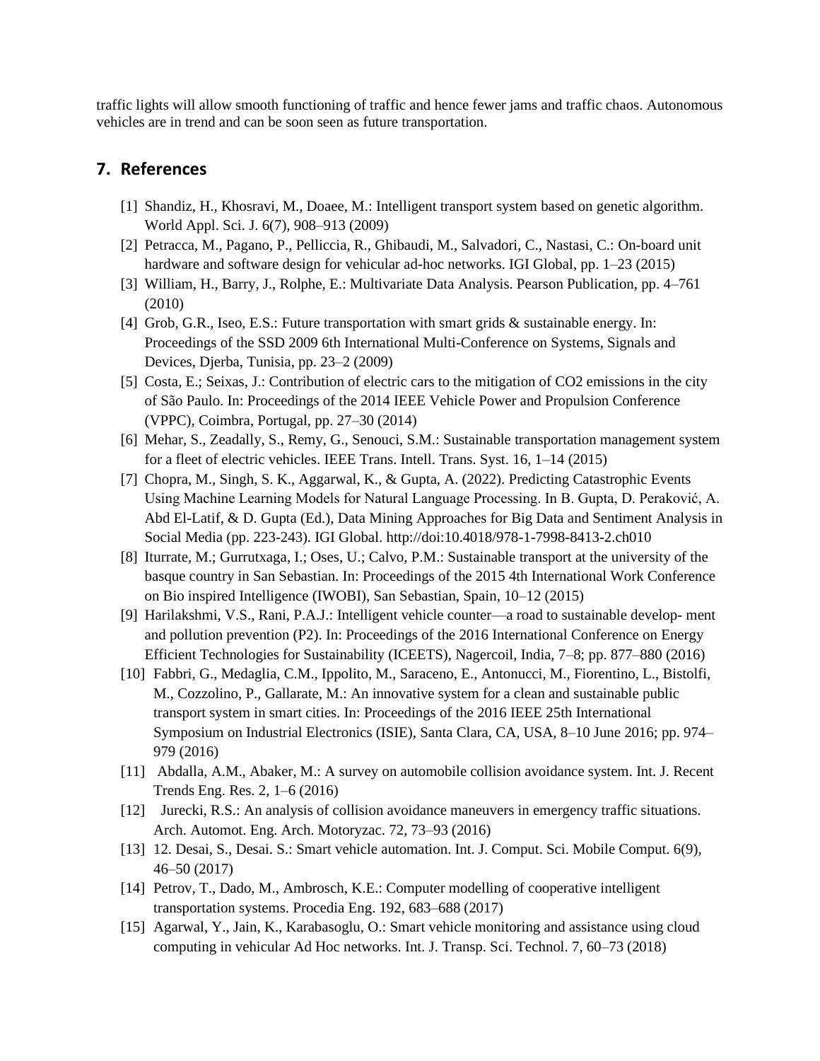traffic lights will allow smooth functioning of traffic and hence fewer jams and traffic chaos. Autonomous vehicles are in trend and can be soon seen as future transportation.

## 7. References

[1] Shandiz, H., Khosravi, M., Doaee, M.: Intelligent transport system based on genetic algorithm. World Appl. Sci. J. 6(7), 908–913 (2009)

[2] Petracca, M., Pagano, P., Pelliccia, R., Ghibaudi, M., Salvadori, C., Nastasi, C.: On-board unit hardware and software design for vehicular ad-hoc networks. IGI Global, pp. 1–23 (2015)

[3] William, H., Barry, J., Rolphe, E.: Multivariate Data Analysis. Pearson Publication, pp. 4–761 (2010)

[4] Grob, G.R., Iseo, E.S.: Future transportation with smart grids & sustainable energy. In: Proceedings of the SSD 2009 6th International Multi-Conference on Systems, Signals and Devices, Djerba, Tunisia, pp. 23–2 (2009)

[5] Costa, E.; Seixas, J.: Contribution of electric cars to the mitigation of CO2 emissions in the city of São Paulo. In: Proceedings of the 2014 IEEE Vehicle Power and Propulsion Conference (VPPC), Coimbra, Portugal, pp. 27–30 (2014)

[6] Mehar, S., Zeadally, S., Remy, G., Senouci, S.M.: Sustainable transportation management system for a fleet of electric vehicles. IEEE Trans. Intell. Trans. Syst. 16, 1–14 (2015)

[7] Chopra, M., Singh, S. K., Aggarwal, K., & Gupta, A. (2022). Predicting Catastrophic Events Using Machine Learning Models for Natural Language Processing. In B. Gupta, D. Peraković, A. Abd El-Latif, & D. Gupta (Ed.), Data Mining Approaches for Big Data and Sentiment Analysis in Social Media (pp. 223-243). IGI Global. http://doi:10.4018/978-1-7998-8413-2.ch010

[8] Iturrate, M.; Gurrutxaga, I.; Oses, U.; Calvo, P.M.: Sustainable transport at the university of the basque country in San Sebastian. In: Proceedings of the 2015 4th International Work Conference on Bio inspired Intelligence (IWOBI), San Sebastian, Spain, 10–12 (2015)

[9] Harilakshmi, V.S., Rani, P.A.J.: Intelligent vehicle counter—a road to sustainable develop- ment and pollution prevention (P2). In: Proceedings of the 2016 International Conference on Energy Efficient Technologies for Sustainability (ICEETS), Nagercoil, India, 7–8; pp. 877–880 (2016)

[10] Fabbri, G., Medaglia, C.M., Ippolito, M., Saraceno, E., Antonucci, M., Fiorentino, L., Bistolfi, M., Cozzolino, P., Gallarate, M.: An innovative system for a clean and sustainable public transport system in smart cities. In: Proceedings of the 2016 IEEE 25th International Symposium on Industrial Electronics (ISIE), Santa Clara, CA, USA, 8–10 June 2016; pp. 974–979 (2016)

[11] Abdalla, A.M., Abaker, M.: A survey on automobile collision avoidance system. Int. J. Recent Trends Eng. Res. 2, 1–6 (2016)

[12] Jurecki, R.S.: An analysis of collision avoidance maneuvers in emergency traffic situations. Arch. Automot. Eng. Arch. Motoryzac. 72, 73–93 (2016)

[13] 12. Desai, S., Desai. S.: Smart vehicle automation. Int. J. Comput. Sci. Mobile Comput. 6(9), 46–50 (2017)

[14] Petrov, T., Dado, M., Ambrosch, K.E.: Computer modelling of cooperative intelligent transportation systems. Procedia Eng. 192, 683–688 (2017)

[15] Agarwal, Y., Jain, K., Karabasoglu, O.: Smart vehicle monitoring and assistance using cloud computing in vehicular Ad Hoc networks. Int. J. Transp. Sci. Technol. 7, 60–73 (2018)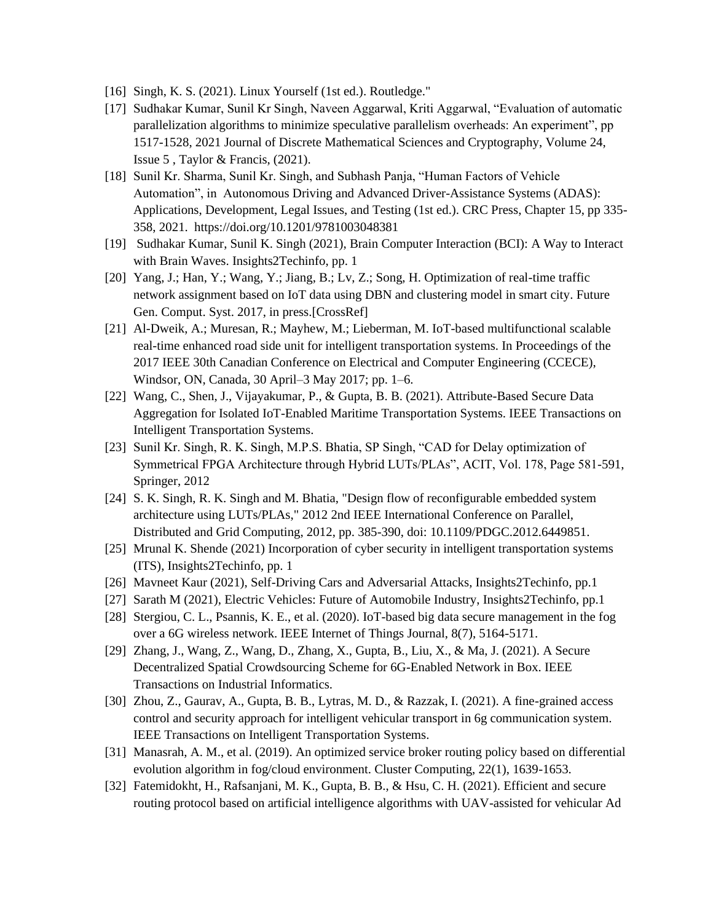[16] Singh, K. S. (2021). Linux Yourself (1st ed.). Routledge."

[17] Sudhakar Kumar, Sunil Kr Singh, Naveen Aggarwal, Kriti Aggarwal, "Evaluation of automatic parallelization algorithms to minimize speculative parallelism overheads: An experiment", pp 1517-1528, 2021 Journal of Discrete Mathematical Sciences and Cryptography, Volume 24, Issue 5 , Taylor & Francis, (2021).

[18] Sunil Kr. Sharma, Sunil Kr. Singh, and Subhash Panja, "Human Factors of Vehicle Automation", in Autonomous Driving and Advanced Driver-Assistance Systems (ADAS): Applications, Development, Legal Issues, and Testing (1st ed.). CRC Press, Chapter 15, pp 335-358, 2021. https://doi.org/10.1201/9781003048381

[19] Sudhakar Kumar, Sunil K. Singh (2021), Brain Computer Interaction (BCI): A Way to Interact with Brain Waves. Insights2Techinfo, pp. 1

[20] Yang, J.; Han, Y.; Wang, Y.; Jiang, B.; Lv, Z.; Song, H. Optimization of real-time traffic network assignment based on IoT data using DBN and clustering model in smart city. Future Gen. Comput. Syst. 2017, in press.[CrossRef]

[21] Al-Dweik, A.; Muresan, R.; Mayhew, M.; Lieberman, M. IoT-based multifunctional scalable real-time enhanced road side unit for intelligent transportation systems. In Proceedings of the 2017 IEEE 30th Canadian Conference on Electrical and Computer Engineering (CCECE), Windsor, ON, Canada, 30 April–3 May 2017; pp. 1–6.

[22] Wang, C., Shen, J., Vijayakumar, P., & Gupta, B. B. (2021). Attribute-Based Secure Data Aggregation for Isolated IoT-Enabled Maritime Transportation Systems. IEEE Transactions on Intelligent Transportation Systems.

[23] Sunil Kr. Singh, R. K. Singh, M.P.S. Bhatia, SP Singh, "CAD for Delay optimization of Symmetrical FPGA Architecture through Hybrid LUTs/PLAs", ACIT, Vol. 178, Page 581-591, Springer, 2012

[24] S. K. Singh, R. K. Singh and M. Bhatia, "Design flow of reconfigurable embedded system architecture using LUTs/PLAs," 2012 2nd IEEE International Conference on Parallel, Distributed and Grid Computing, 2012, pp. 385-390, doi: 10.1109/PDGC.2012.6449851.

[25] Mrunal K. Shende (2021) Incorporation of cyber security in intelligent transportation systems (ITS), Insights2Techinfo, pp. 1

[26] Mavneet Kaur (2021), Self-Driving Cars and Adversarial Attacks, Insights2Techinfo, pp.1

[27] Sarath M (2021), Electric Vehicles: Future of Automobile Industry, Insights2Techinfo, pp.1

[28] Stergiou, C. L., Psannis, K. E., et al. (2020). IoT-based big data secure management in the fog over a 6G wireless network. IEEE Internet of Things Journal, 8(7), 5164-5171.

[29] Zhang, J., Wang, Z., Wang, D., Zhang, X., Gupta, B., Liu, X., & Ma, J. (2021). A Secure Decentralized Spatial Crowdsourcing Scheme for 6G-Enabled Network in Box. IEEE Transactions on Industrial Informatics.

[30] Zhou, Z., Gaurav, A., Gupta, B. B., Lytras, M. D., & Razzak, I. (2021). A fine-grained access control and security approach for intelligent vehicular transport in 6g communication system. IEEE Transactions on Intelligent Transportation Systems.

[31] Manasrah, A. M., et al. (2019). An optimized service broker routing policy based on differential evolution algorithm in fog/cloud environment. Cluster Computing, 22(1), 1639-1653.

[32] Fatemidokht, H., Rafsanjani, M. K., Gupta, B. B., & Hsu, C. H. (2021). Efficient and secure routing protocol based on artificial intelligence algorithms with UAV-assisted for vehicular Ad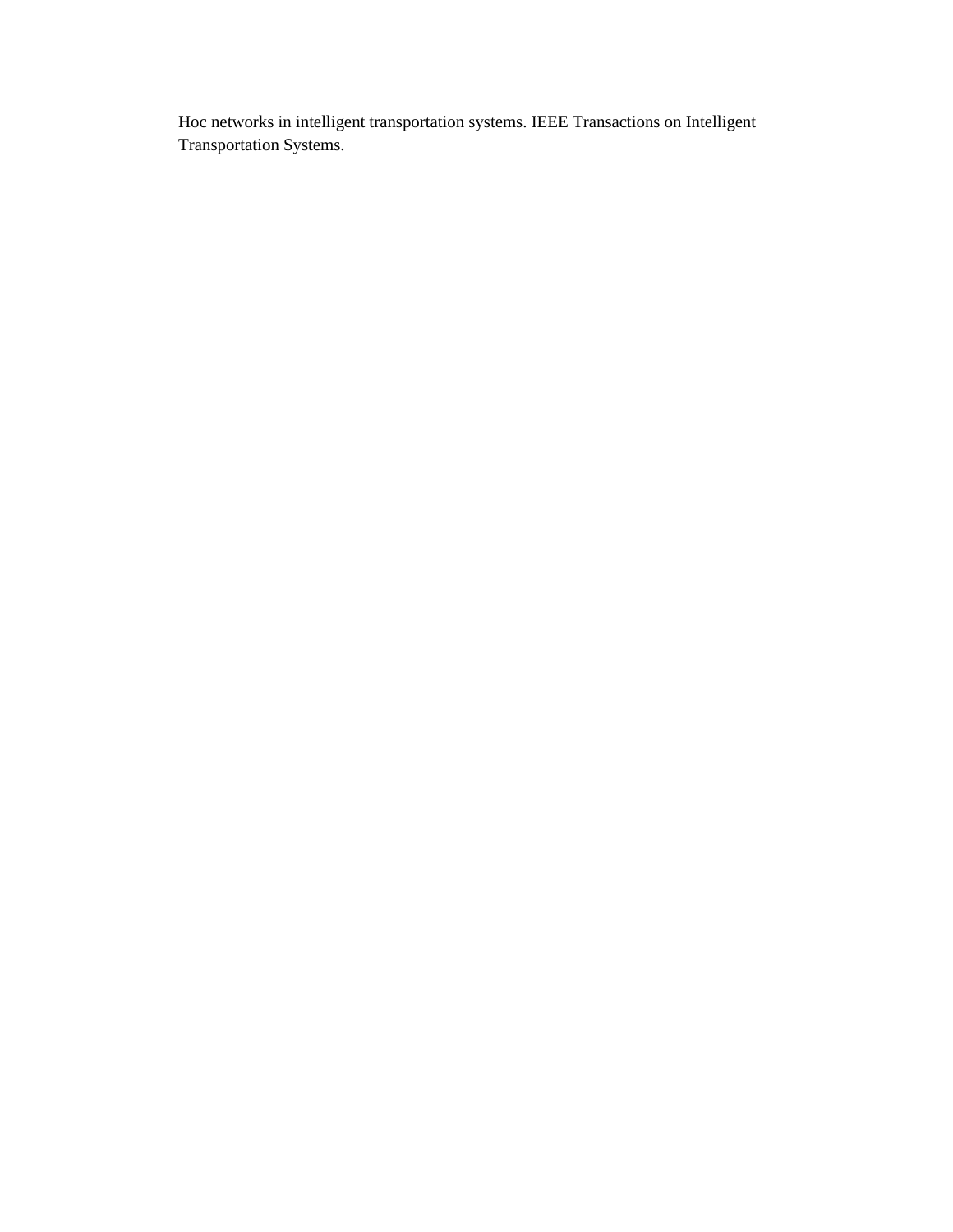Hoc networks in intelligent transportation systems. IEEE Transactions on Intelligent Transportation Systems.